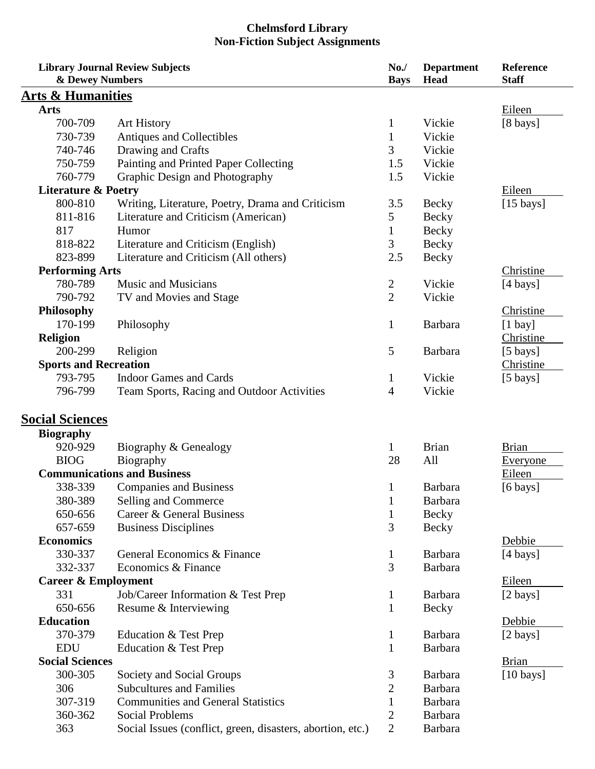# Chelmsford Library
## Non-Fiction Subject Assignments

| Library Journal Review Subjects & Dewey Numbers | | No./ Bays | Department Head | Reference Staff |
|---|---|---|---|---|
| **Arts & Humanities** | | | | |
| **Arts** | | | | Eileen |
| 700-709 | Art History | 1 | Vickie | [8 bays] |
| 730-739 | Antiques and Collectibles | 1 | Vickie | |
| 740-746 | Drawing and Crafts | 3 | Vickie | |
| 750-759 | Painting and Printed Paper Collecting | 1.5 | Vickie | |
| 760-779 | Graphic Design and Photography | 1.5 | Vickie | |
| **Literature & Poetry** | | | | Eileen |
| 800-810 | Writing, Literature, Poetry, Drama and Criticism | 3.5 | Becky | [15 bays] |
| 811-816 | Literature and Criticism (American) | 5 | Becky | |
| 817 | Humor | 1 | Becky | |
| 818-822 | Literature and Criticism (English) | 3 | Becky | |
| 823-899 | Literature and Criticism (All others) | 2.5 | Becky | |
| **Performing Arts** | | | | Christine |
| 780-789 | Music and Musicians | 2 | Vickie | [4 bays] |
| 790-792 | TV and Movies and Stage | 2 | Vickie | |
| **Philosophy** | | | | Christine |
| 170-199 | Philosophy | 1 | Barbara | [1 bay] |
| **Religion** | | | | Christine |
| 200-299 | Religion | 5 | Barbara | [5 bays] |
| **Sports and Recreation** | | | | Christine |
| 793-795 | Indoor Games and Cards | 1 | Vickie | [5 bays] |
| 796-799 | Team Sports, Racing and Outdoor Activities | 4 | Vickie | |
| **Social Sciences** | | | | |
| **Biography** | | | | |
| 920-929 | Biography & Genealogy | 1 | Brian | Brian |
| BIOG | Biography | 28 | All | Everyone |
| **Communications and Business** | | | | Eileen |
| 338-339 | Companies and Business | 1 | Barbara | [6 bays] |
| 380-389 | Selling and Commerce | 1 | Barbara | |
| 650-656 | Career & General Business | 1 | Becky | |
| 657-659 | Business Disciplines | 3 | Becky | |
| **Economics** | | | | Debbie |
| 330-337 | General Economics & Finance | 1 | Barbara | [4 bays] |
| 332-337 | Economics & Finance | 3 | Barbara | |
| **Career & Employment** | | | | Eileen |
| 331 | Job/Career Information & Test Prep | 1 | Barbara | [2 bays] |
| 650-656 | Resume & Interviewing | 1 | Becky | |
| **Education** | | | | Debbie |
| 370-379 | Education & Test Prep | 1 | Barbara | [2 bays] |
| EDU | Education & Test Prep | 1 | Barbara | |
| **Social Sciences** | | | | Brian |
| 300-305 | Society and Social Groups | 3 | Barbara | [10 bays] |
| 306 | Subcultures and Families | 2 | Barbara | |
| 307-319 | Communities and General Statistics | 1 | Barbara | |
| 360-362 | Social Problems | 2 | Barbara | |
| 363 | Social Issues (conflict, green, disasters, abortion, etc.) | 2 | Barbara | |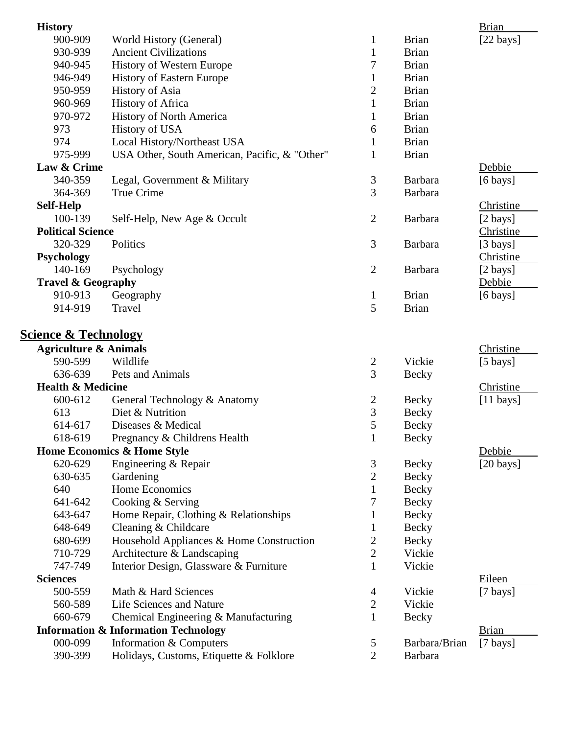| | | | | |
|---|---|---|---|---|
| **History** | | | | Brian |
| 900-909 | World History (General) | 1 | Brian | [22 bays] |
| 930-939 | Ancient Civilizations | 1 | Brian | |
| 940-945 | History of Western Europe | 7 | Brian | |
| 946-949 | History of Eastern Europe | 1 | Brian | |
| 950-959 | History of Asia | 2 | Brian | |
| 960-969 | History of Africa | 1 | Brian | |
| 970-972 | History of North America | 1 | Brian | |
| 973 | History of USA | 6 | Brian | |
| 974 | Local History/Northeast USA | 1 | Brian | |
| 975-999 | USA Other, South American, Pacific, & "Other" | 1 | Brian | |
| **Law & Crime** | | | | Debbie |
| 340-359 | Legal, Government & Military | 3 | Barbara | [6 bays] |
| 364-369 | True Crime | 3 | Barbara | |
| **Self-Help** | | | | Christine |
| 100-139 | Self-Help, New Age & Occult | 2 | Barbara | [2 bays] |
| **Political Science** | | | | Christine |
| 320-329 | Politics | 3 | Barbara | [3 bays] |
| **Psychology** | | | | Christine |
| 140-169 | Psychology | 2 | Barbara | [2 bays] |
| **Travel & Geography** | | | | Debbie |
| 910-913 | Geography | 1 | Brian | [6 bays] |
| 914-919 | Travel | 5 | Brian | |

## Science & Technology

| | | | | |
|---|---|---|---|---|
| **Agriculture & Animals** | | | | Christine |
| 590-599 | Wildlife | 2 | Vickie | [5 bays] |
| 636-639 | Pets and Animals | 3 | Becky | |
| **Health & Medicine** | | | | Christine |
| 600-612 | General Technology & Anatomy | 2 | Becky | [11 bays] |
| 613 | Diet & Nutrition | 3 | Becky | |
| 614-617 | Diseases & Medical | 5 | Becky | |
| 618-619 | Pregnancy & Childrens Health | 1 | Becky | |
| **Home Economics & Home Style** | | | | Debbie |
| 620-629 | Engineering & Repair | 3 | Becky | [20 bays] |
| 630-635 | Gardening | 2 | Becky | |
| 640 | Home Economics | 1 | Becky | |
| 641-642 | Cooking & Serving | 7 | Becky | |
| 643-647 | Home Repair, Clothing & Relationships | 1 | Becky | |
| 648-649 | Cleaning & Childcare | 1 | Becky | |
| 680-699 | Household Appliances & Home Construction | 2 | Becky | |
| 710-729 | Architecture & Landscaping | 2 | Vickie | |
| 747-749 | Interior Design, Glassware & Furniture | 1 | Vickie | |
| **Sciences** | | | | Eileen |
| 500-559 | Math & Hard Sciences | 4 | Vickie | [7 bays] |
| 560-589 | Life Sciences and Nature | 2 | Vickie | |
| 660-679 | Chemical Engineering & Manufacturing | 1 | Becky | |
| **Information & Information Technology** | | | | Brian |
| 000-099 | Information & Computers | 5 | Barbara/Brian | [7 bays] |
| 390-399 | Holidays, Customs, Etiquette & Folklore | 2 | Barbara | |